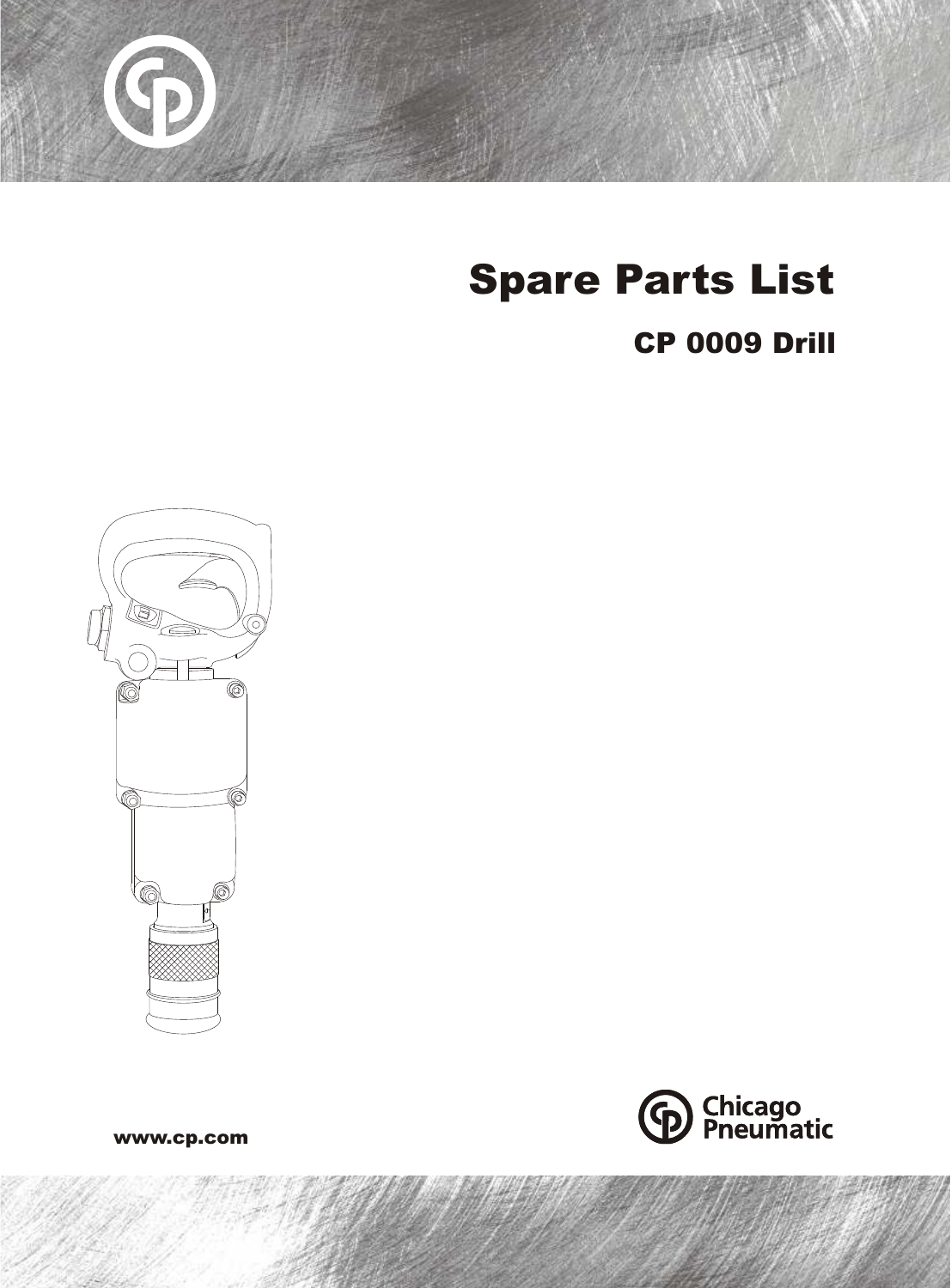# Spare Parts List

## CP 0009 Drill

www.cp.com

Chicago Pneumatic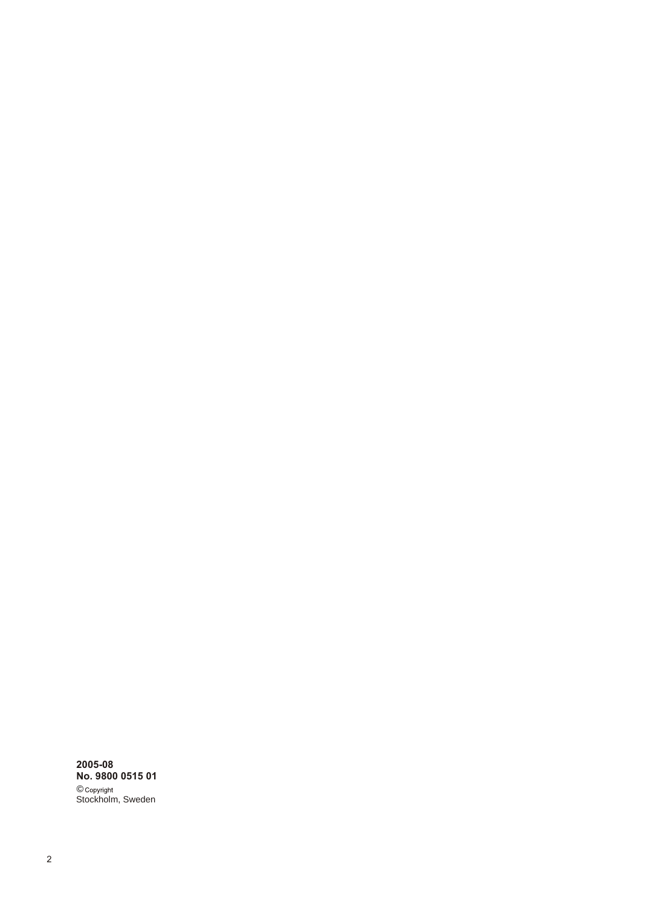**2005-08**
**No. 9800 0515 01**
© Copyright
Stockholm, Sweden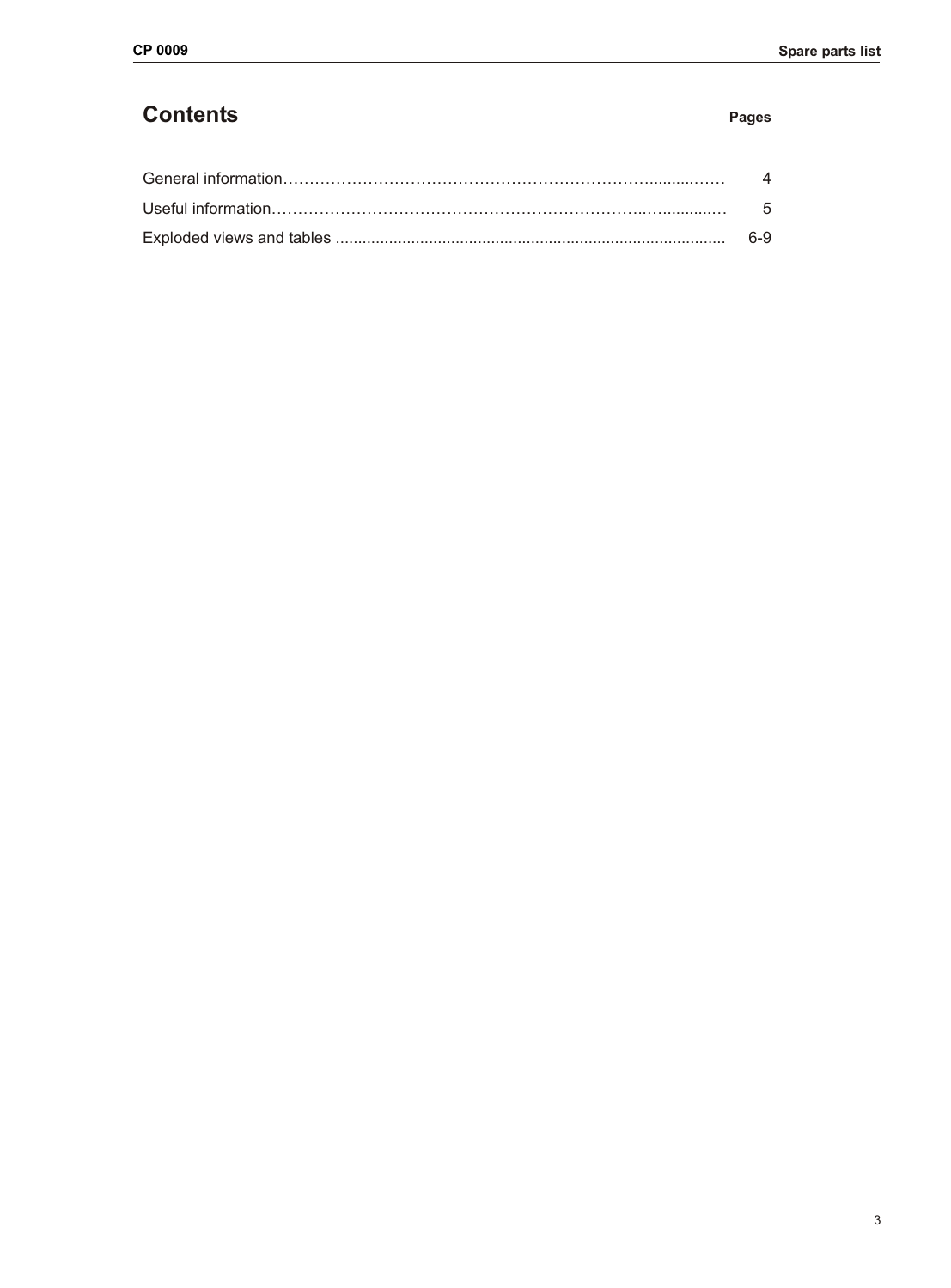# Contents

| | Pages |
|---|---|
| General information | 4 |
| Useful information | 5 |
| Exploded views and tables | 6-9 |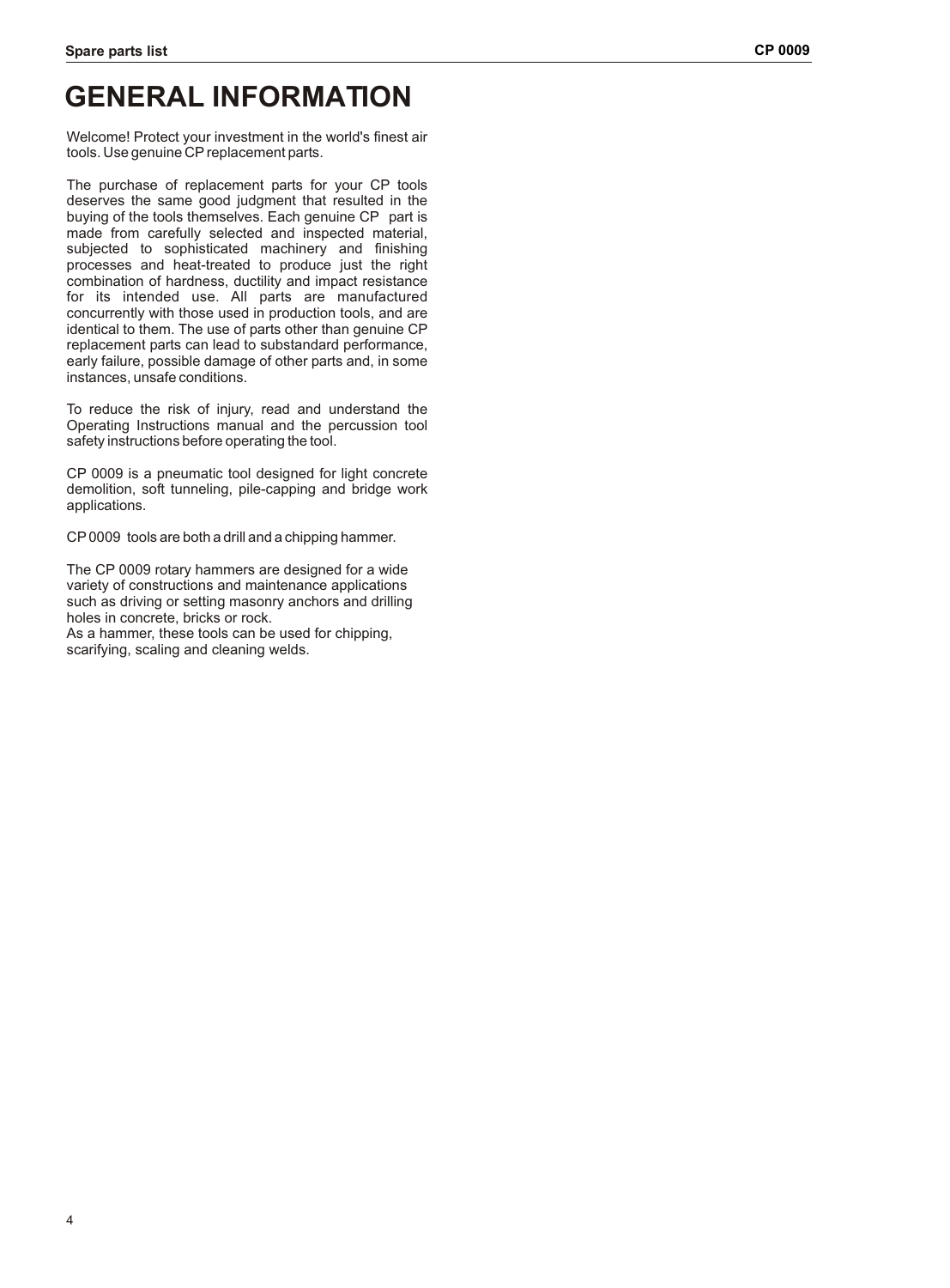# GENERAL INFORMATION

Welcome! Protect your investment in the world's finest air tools. Use genuine CP replacement parts.

The purchase of replacement parts for your CP tools deserves the same good judgment that resulted in the buying of the tools themselves. Each genuine CP part is made from carefully selected and inspected material, subjected to sophisticated machinery and finishing processes and heat-treated to produce just the right combination of hardness, ductility and impact resistance for its intended use. All parts are manufactured concurrently with those used in production tools, and are identical to them. The use of parts other than genuine CP replacement parts can lead to substandard performance, early failure, possible damage of other parts and, in some instances, unsafe conditions.

To reduce the risk of injury, read and understand the Operating Instructions manual and the percussion tool safety instructions before operating the tool.

CP 0009 is a pneumatic tool designed for light concrete demolition, soft tunneling, pile-capping and bridge work applications.

CP 0009 tools are both a drill and a chipping hammer.

The CP 0009 rotary hammers are designed for a wide variety of constructions and maintenance applications such as driving or setting masonry anchors and drilling holes in concrete, bricks or rock.
As a hammer, these tools can be used for chipping, scarifying, scaling and cleaning welds.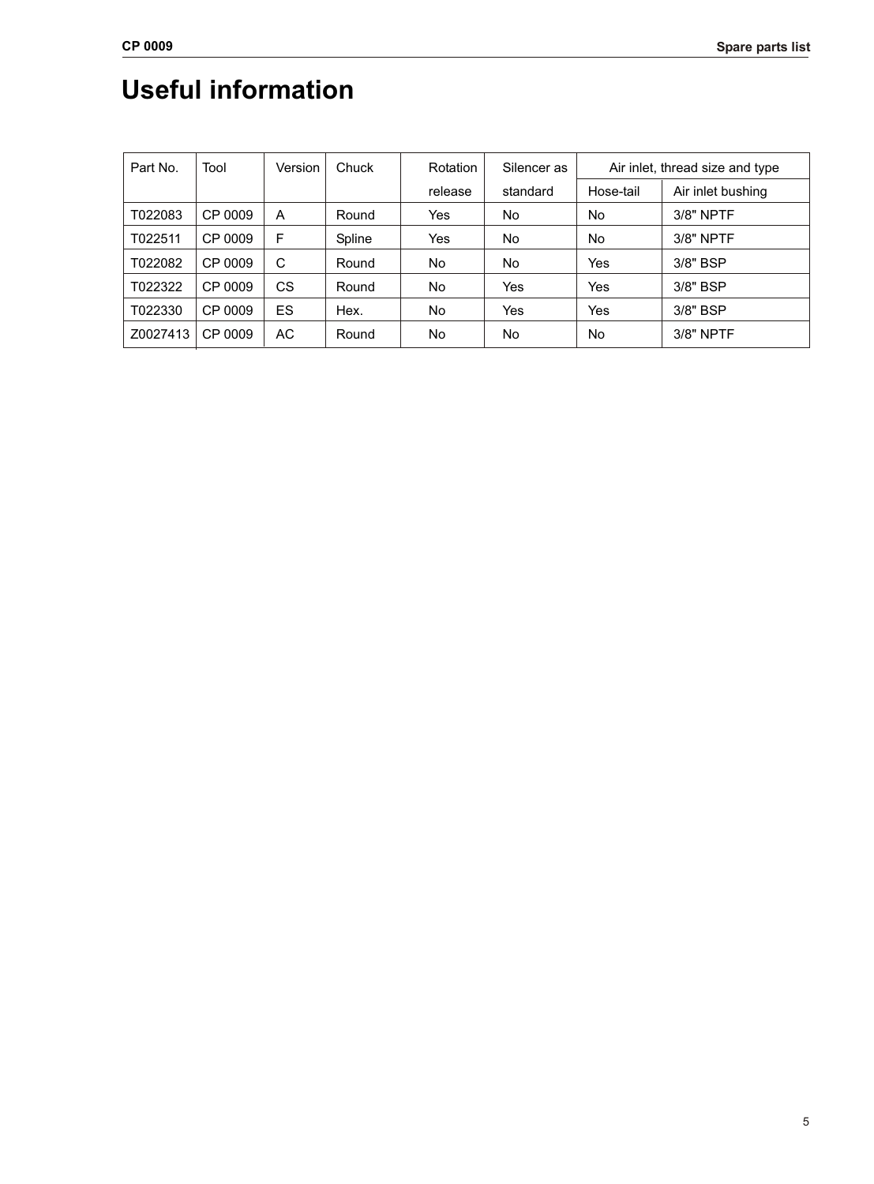# Useful information

| Part No. | Tool | Version | Chuck | Rotation release | Silencer as standard | Air inlet, thread size and type | |
|---|---|---|---|---|---|---|---|
| | | | | | | Hose-tail | Air inlet bushing |
| T022083 | CP 0009 | A | Round | Yes | No | No | 3/8" NPTF |
| T022511 | CP 0009 | F | Spline | Yes | No | No | 3/8" NPTF |
| T022082 | CP 0009 | C | Round | No | No | Yes | 3/8" BSP |
| T022322 | CP 0009 | CS | Round | No | Yes | Yes | 3/8" BSP |
| T022330 | CP 0009 | ES | Hex. | No | Yes | Yes | 3/8" BSP |
| Z0027413 | CP 0009 | AC | Round | No | No | No | 3/8" NPTF |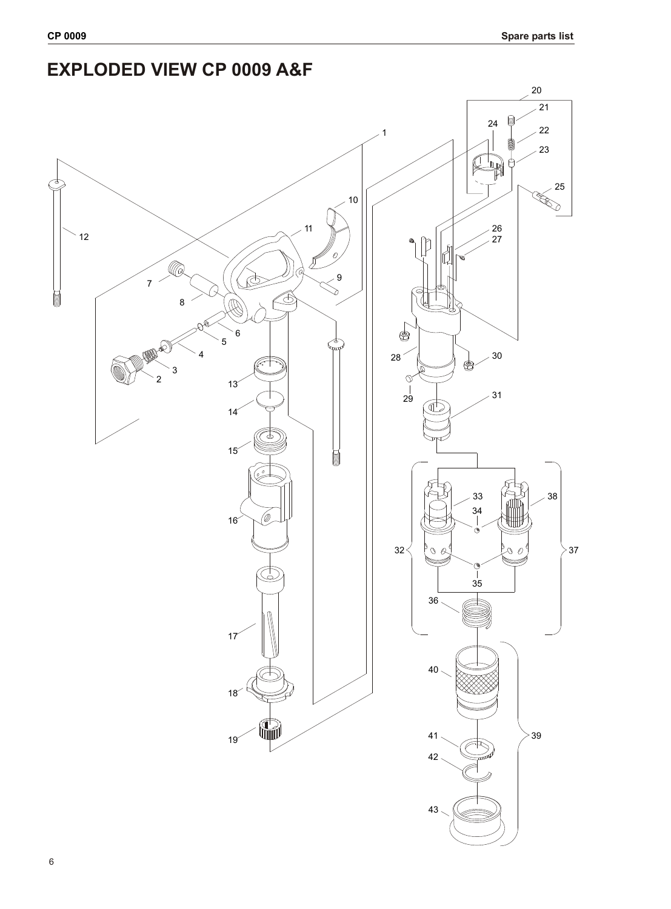# EXPLODED VIEW CP 0009 A&F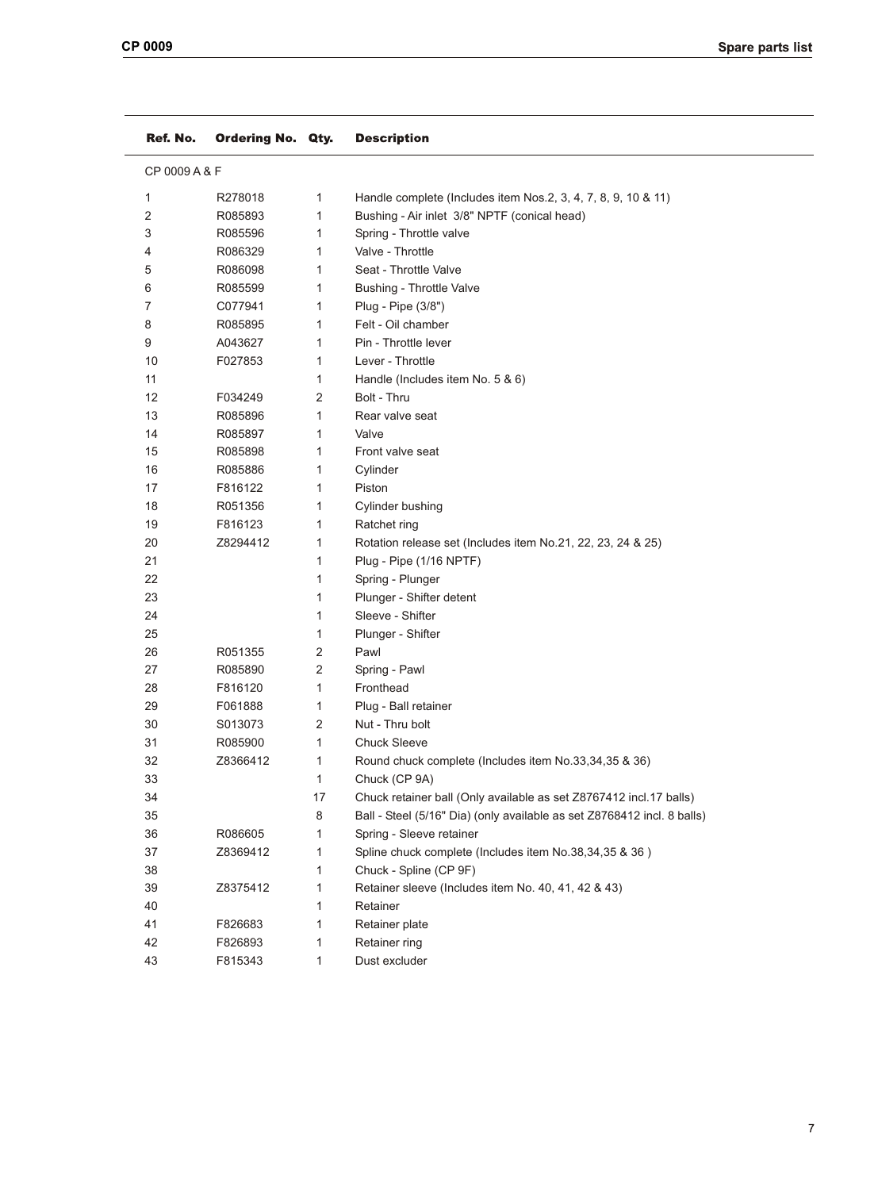| Ref. No. | Ordering No. | Qty. | Description |
|---|---|---|---|
| CP 0009 A & F | | | |
| 1 | R278018 | 1 | Handle complete (Includes item Nos.2, 3, 4, 7, 8, 9, 10 & 11) |
| 2 | R085893 | 1 | Bushing - Air inlet 3/8" NPTF (conical head) |
| 3 | R085596 | 1 | Spring - Throttle valve |
| 4 | R086329 | 1 | Valve - Throttle |
| 5 | R086098 | 1 | Seat - Throttle Valve |
| 6 | R085599 | 1 | Bushing - Throttle Valve |
| 7 | C077941 | 1 | Plug - Pipe (3/8") |
| 8 | R085895 | 1 | Felt - Oil chamber |
| 9 | A043627 | 1 | Pin - Throttle lever |
| 10 | F027853 | 1 | Lever - Throttle |
| 11 | | 1 | Handle (Includes item No. 5 & 6) |
| 12 | F034249 | 2 | Bolt - Thru |
| 13 | R085896 | 1 | Rear valve seat |
| 14 | R085897 | 1 | Valve |
| 15 | R085898 | 1 | Front valve seat |
| 16 | R085886 | 1 | Cylinder |
| 17 | F816122 | 1 | Piston |
| 18 | R051356 | 1 | Cylinder bushing |
| 19 | F816123 | 1 | Ratchet ring |
| 20 | Z8294412 | 1 | Rotation release set (Includes item No.21, 22, 23, 24 & 25) |
| 21 | | 1 | Plug - Pipe (1/16 NPTF) |
| 22 | | 1 | Spring - Plunger |
| 23 | | 1 | Plunger - Shifter detent |
| 24 | | 1 | Sleeve - Shifter |
| 25 | | 1 | Plunger - Shifter |
| 26 | R051355 | 2 | Pawl |
| 27 | R085890 | 2 | Spring - Pawl |
| 28 | F816120 | 1 | Fronthead |
| 29 | F061888 | 1 | Plug - Ball retainer |
| 30 | S013073 | 2 | Nut - Thru bolt |
| 31 | R085900 | 1 | Chuck Sleeve |
| 32 | Z8366412 | 1 | Round chuck complete (Includes item No.33,34,35 & 36) |
| 33 | | 1 | Chuck (CP 9A) |
| 34 | | 17 | Chuck retainer ball (Only available as set Z8767412 incl.17 balls) |
| 35 | | 8 | Ball - Steel (5/16" Dia) (only available as set Z8768412 incl. 8 balls) |
| 36 | R086605 | 1 | Spring - Sleeve retainer |
| 37 | Z8369412 | 1 | Spline chuck complete (Includes item No.38,34,35 & 36 ) |
| 38 | | 1 | Chuck - Spline (CP 9F) |
| 39 | Z8375412 | 1 | Retainer sleeve (Includes item No. 40, 41, 42 & 43) |
| 40 | | 1 | Retainer |
| 41 | F826683 | 1 | Retainer plate |
| 42 | F826893 | 1 | Retainer ring |
| 43 | F815343 | 1 | Dust excluder |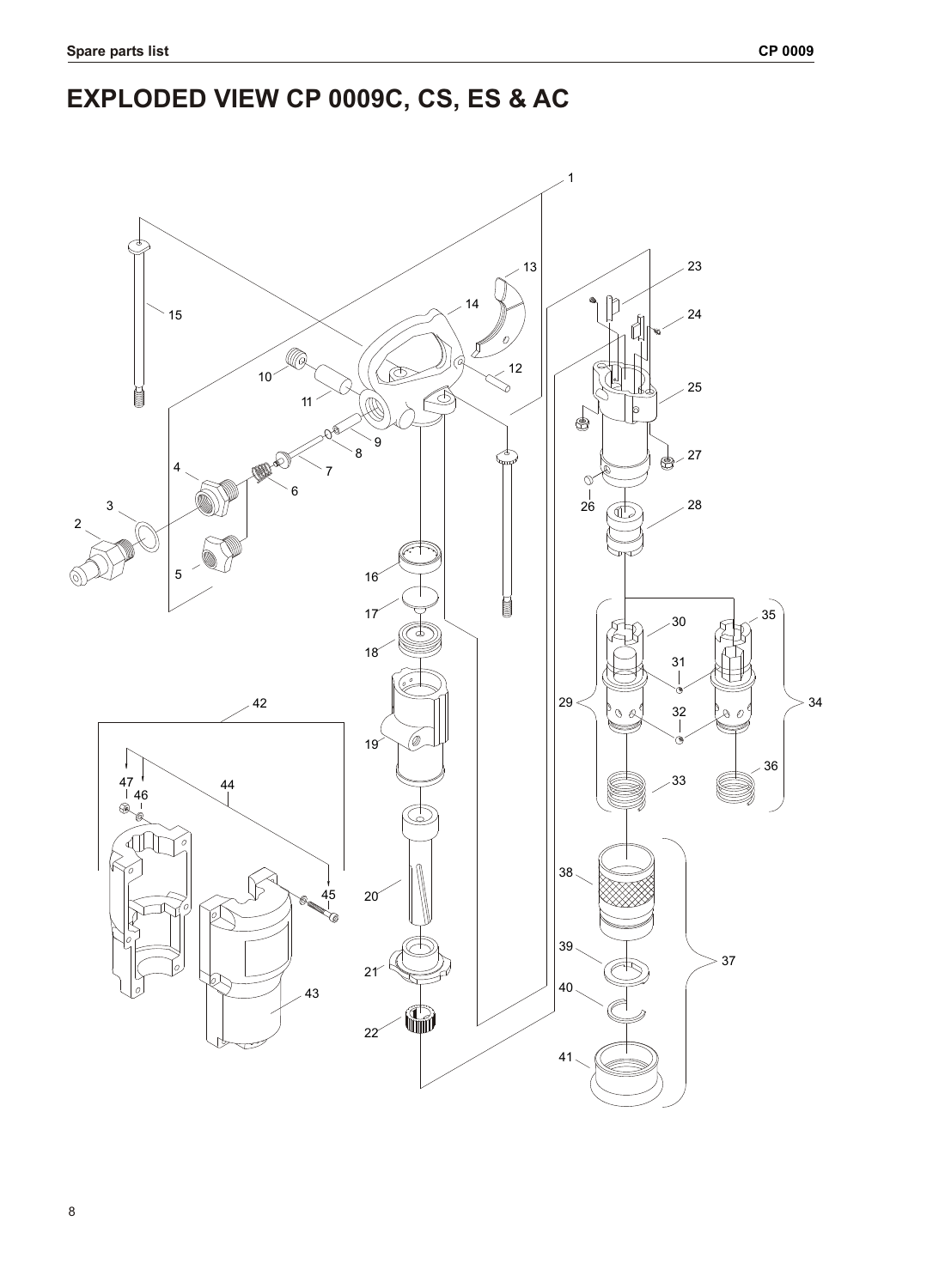# EXPLODED VIEW CP 0009C, CS, ES & AC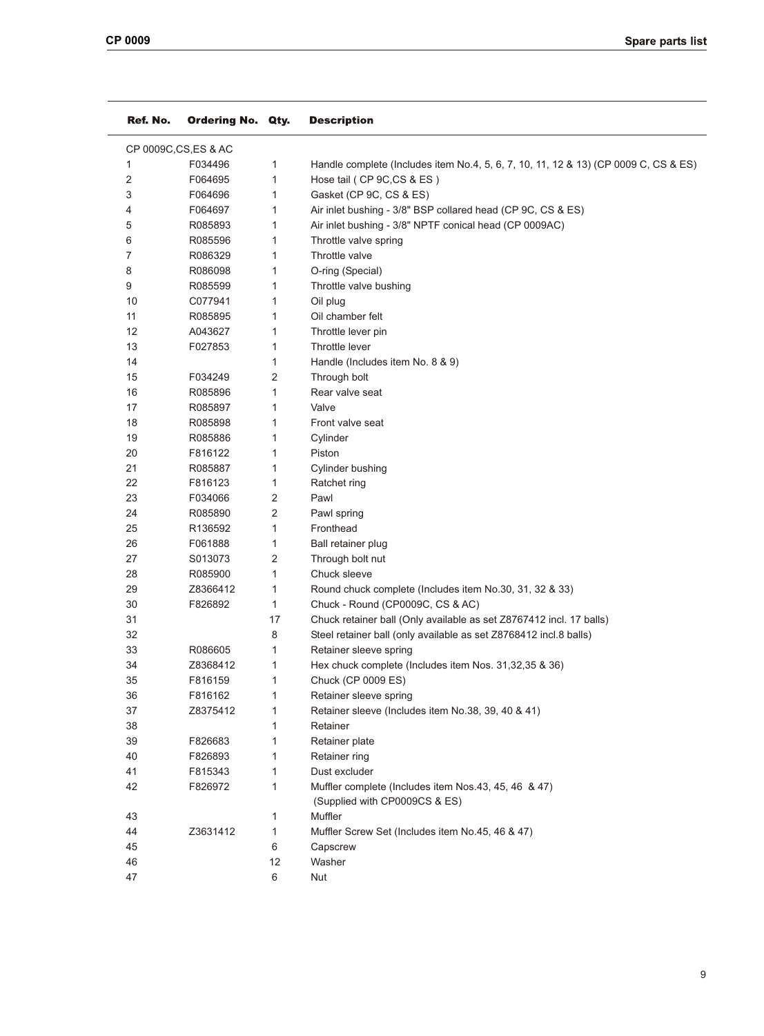| Ref. No. | Ordering No. | Qty. | Description |
|---|---|---|---|
| CP 0009C,CS,ES & AC | | | |
| 1 | F034496 | 1 | Handle complete (Includes item No.4, 5, 6, 7, 10, 11, 12 & 13) (CP 0009 C, CS & ES) |
| 2 | F064695 | 1 | Hose tail ( CP 9C,CS & ES ) |
| 3 | F064696 | 1 | Gasket (CP 9C, CS & ES) |
| 4 | F064697 | 1 | Air inlet bushing - 3/8" BSP collared head (CP 9C, CS & ES) |
| 5 | R085893 | 1 | Air inlet bushing - 3/8" NPTF conical head (CP 0009AC) |
| 6 | R085596 | 1 | Throttle valve spring |
| 7 | R086329 | 1 | Throttle valve |
| 8 | R086098 | 1 | O-ring (Special) |
| 9 | R085599 | 1 | Throttle valve bushing |
| 10 | C077941 | 1 | Oil plug |
| 11 | R085895 | 1 | Oil chamber felt |
| 12 | A043627 | 1 | Throttle lever pin |
| 13 | F027853 | 1 | Throttle lever |
| 14 | | 1 | Handle (Includes item No. 8 & 9) |
| 15 | F034249 | 2 | Through bolt |
| 16 | R085896 | 1 | Rear valve seat |
| 17 | R085897 | 1 | Valve |
| 18 | R085898 | 1 | Front valve seat |
| 19 | R085886 | 1 | Cylinder |
| 20 | F816122 | 1 | Piston |
| 21 | R085887 | 1 | Cylinder bushing |
| 22 | F816123 | 1 | Ratchet ring |
| 23 | F034066 | 2 | Pawl |
| 24 | R085890 | 2 | Pawl spring |
| 25 | R136592 | 1 | Fronthead |
| 26 | F061888 | 1 | Ball retainer plug |
| 27 | S013073 | 2 | Through bolt nut |
| 28 | R085900 | 1 | Chuck sleeve |
| 29 | Z8366412 | 1 | Round chuck complete (Includes item No.30, 31, 32 & 33) |
| 30 | F826892 | 1 | Chuck - Round (CP0009C, CS & AC) |
| 31 | | 17 | Chuck retainer ball (Only available as set Z8767412 incl. 17 balls) |
| 32 | | 8 | Steel retainer ball (only available as set Z8768412 incl.8 balls) |
| 33 | R086605 | 1 | Retainer sleeve spring |
| 34 | Z8368412 | 1 | Hex chuck complete (Includes item Nos. 31,32,35 & 36) |
| 35 | F816159 | 1 | Chuck (CP 0009 ES) |
| 36 | F816162 | 1 | Retainer sleeve spring |
| 37 | Z8375412 | 1 | Retainer sleeve (Includes item No.38, 39, 40 & 41) |
| 38 | | 1 | Retainer |
| 39 | F826683 | 1 | Retainer plate |
| 40 | F826893 | 1 | Retainer ring |
| 41 | F815343 | 1 | Dust excluder |
| 42 | F826972 | 1 | Muffler complete (Includes item Nos.43, 45, 46 & 47) (Supplied with CP0009CS & ES) |
| 43 | | 1 | Muffler |
| 44 | Z3631412 | 1 | Muffler Screw Set (Includes item No.45, 46 & 47) |
| 45 | | 6 | Capscrew |
| 46 | | 12 | Washer |
| 47 | | 6 | Nut |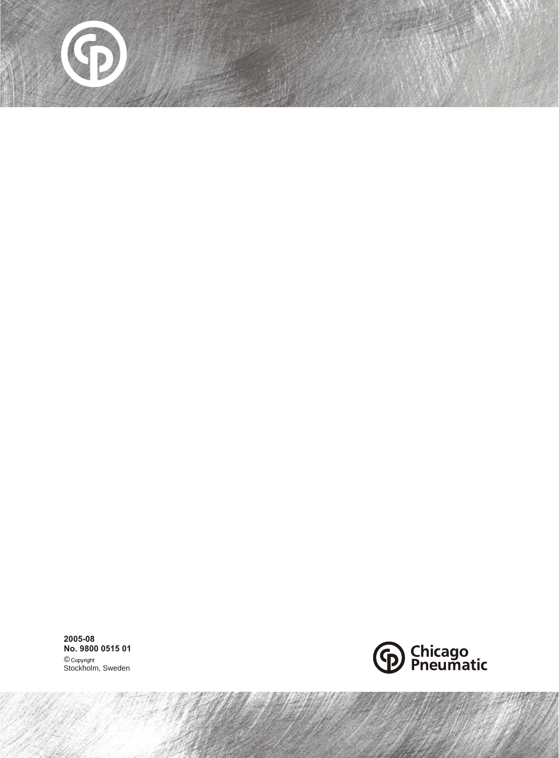**2005-08**
**No. 9800 0515 01**
© Copyright
Stockholm, Sweden

Chicago Pneumatic